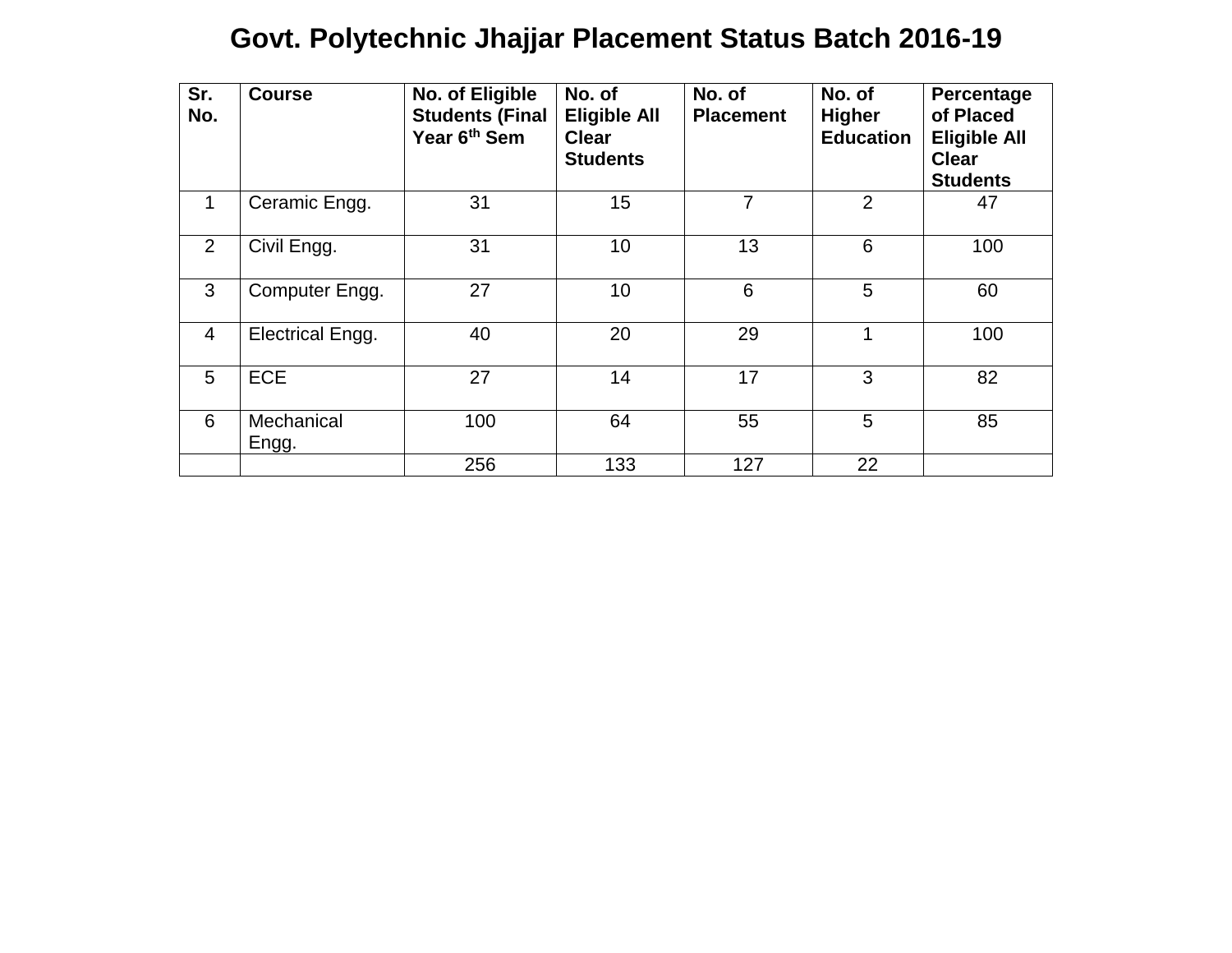# Govt. Polytechnic Jhajjar Placement Status Batch 2016-19

| Sr. No. | Course | No. of Eligible Students (Final Year 6th Sem | No. of Eligible All Clear Students | No. of Placement | No. of Higher Education | Percentage of Placed Eligible All Clear Students |
|---|---|---|---|---|---|---|
| 1 | Ceramic Engg. | 31 | 15 | 7 | 2 | 47 |
| 2 | Civil Engg. | 31 | 10 | 13 | 6 | 100 |
| 3 | Computer Engg. | 27 | 10 | 6 | 5 | 60 |
| 4 | Electrical Engg. | 40 | 20 | 29 | 1 | 100 |
| 5 | ECE | 27 | 14 | 17 | 3 | 82 |
| 6 | Mechanical Engg. | 100 | 64 | 55 | 5 | 85 |
| | | 256 | 133 | 127 | 22 | |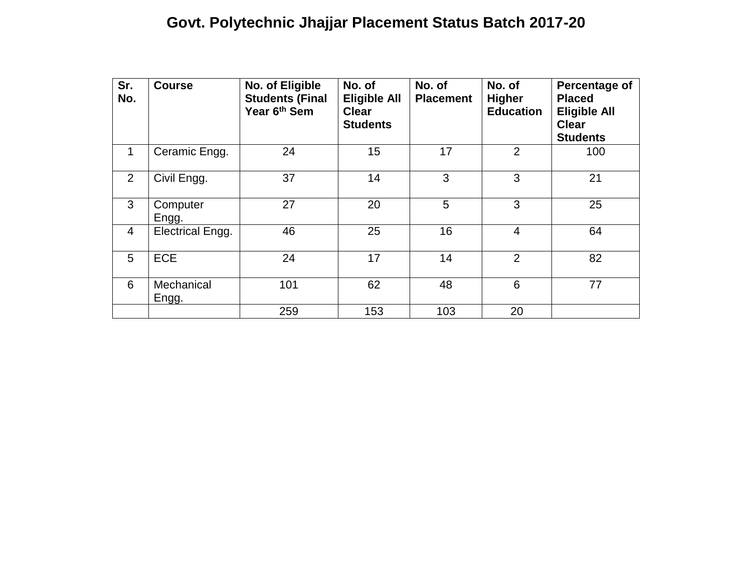# Govt. Polytechnic Jhajjar Placement Status Batch 2017-20

| Sr. No. | Course | No. of Eligible Students (Final Year 6th Sem | No. of Eligible All Clear Students | No. of Placement | No. of Higher Education | Percentage of Placed Eligible All Clear Students |
|---|---|---|---|---|---|---|
| 1 | Ceramic Engg. | 24 | 15 | 17 | 2 | 100 |
| 2 | Civil Engg. | 37 | 14 | 3 | 3 | 21 |
| 3 | Computer Engg. | 27 | 20 | 5 | 3 | 25 |
| 4 | Electrical Engg. | 46 | 25 | 16 | 4 | 64 |
| 5 | ECE | 24 | 17 | 14 | 2 | 82 |
| 6 | Mechanical Engg. | 101 | 62 | 48 | 6 | 77 |
| | | 259 | 153 | 103 | 20 | |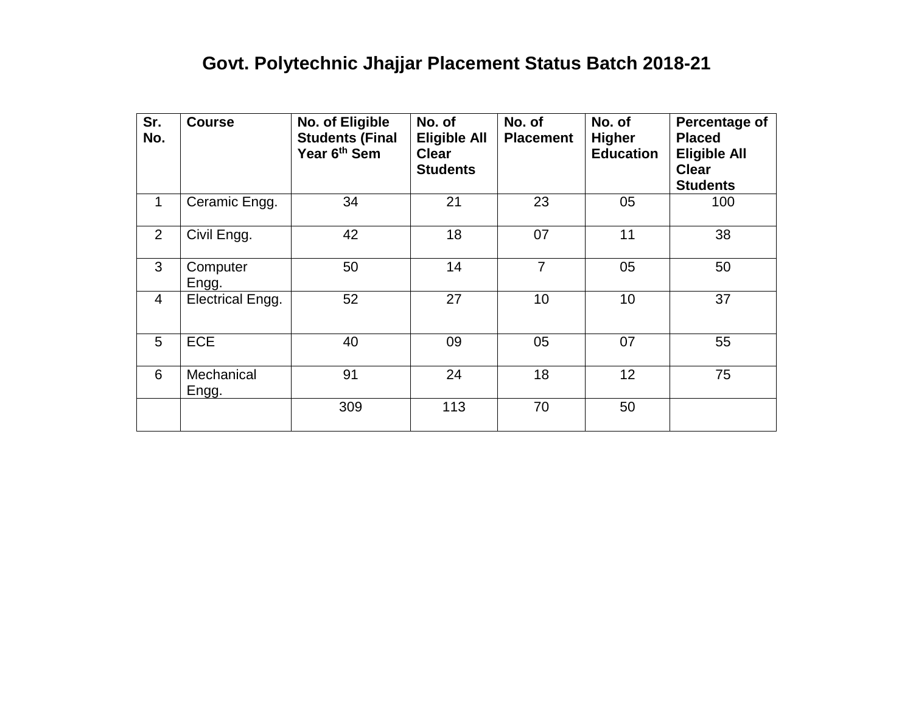# Govt. Polytechnic Jhajjar Placement Status Batch 2018-21

| Sr. No. | Course | No. of Eligible Students (Final Year 6th Sem | No. of Eligible All Clear Students | No. of Placement | No. of Higher Education | Percentage of Placed Eligible All Clear Students |
|---|---|---|---|---|---|---|
| 1 | Ceramic Engg. | 34 | 21 | 23 | 05 | 100 |
| 2 | Civil Engg. | 42 | 18 | 07 | 11 | 38 |
| 3 | Computer Engg. | 50 | 14 | 7 | 05 | 50 |
| 4 | Electrical Engg. | 52 | 27 | 10 | 10 | 37 |
| 5 | ECE | 40 | 09 | 05 | 07 | 55 |
| 6 | Mechanical Engg. | 91 | 24 | 18 | 12 | 75 |
| | | 309 | 113 | 70 | 50 | |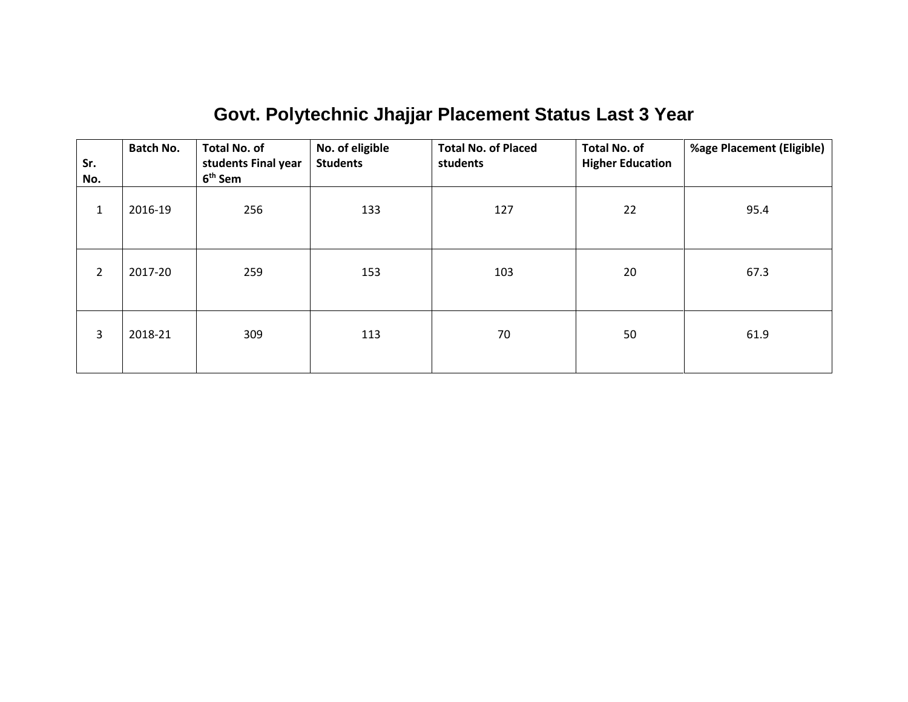# Govt. Polytechnic Jhajjar Placement Status Last 3 Year

| Sr. No. | Batch No. | Total No. of students Final year 6th Sem | No. of eligible Students | Total No. of Placed students | Total No. of Higher Education | %age Placement (Eligible) |
|---|---|---|---|---|---|---|
| 1 | 2016-19 | 256 | 133 | 127 | 22 | 95.4 |
| 2 | 2017-20 | 259 | 153 | 103 | 20 | 67.3 |
| 3 | 2018-21 | 309 | 113 | 70 | 50 | 61.9 |